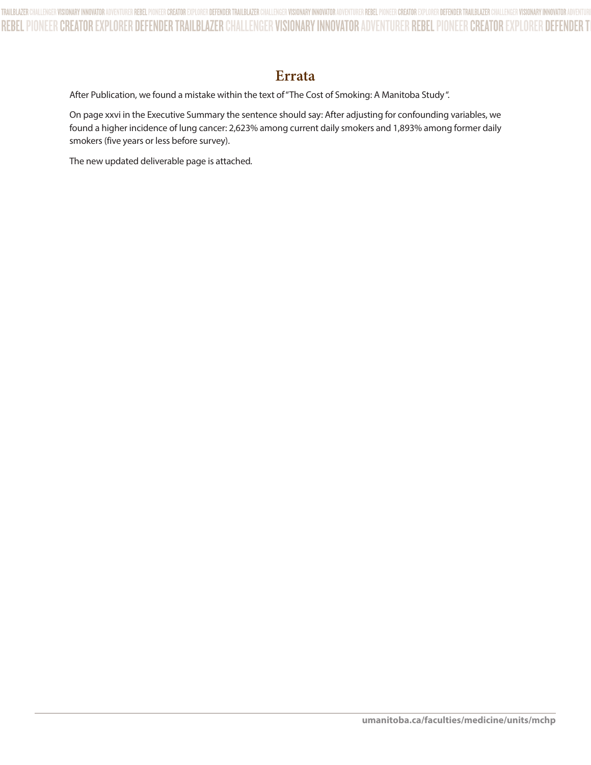# Errata

After Publication, we found a mistake within the text of "The Cost of Smoking: A Manitoba Study".

On page xxvi in the Executive Summary the sentence should say: After adjusting for confounding variables, we found a higher incidence of lung cancer: 2,623% among current daily smokers and 1,893% among former daily smokers (five years or less before survey).

The new updated deliverable page is attached.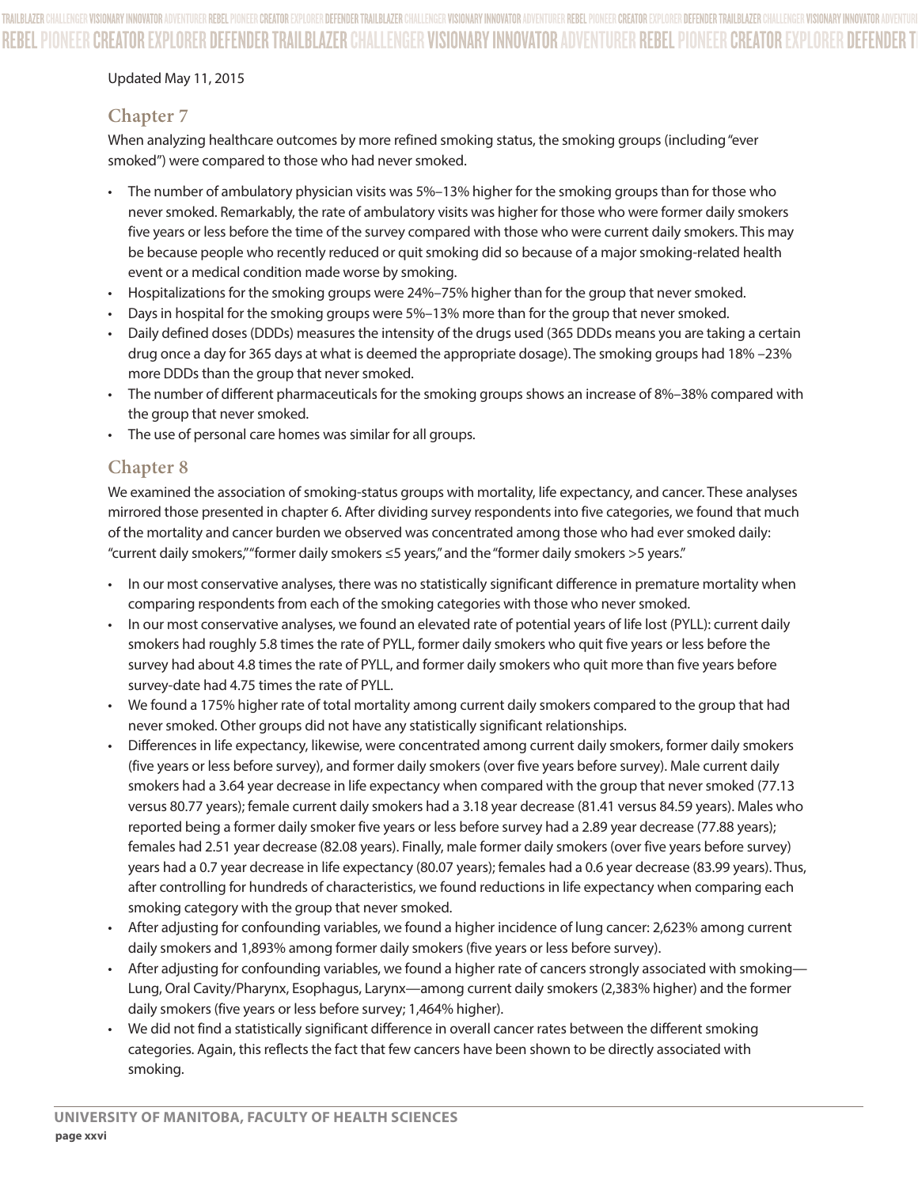Updated May 11, 2015

## Chapter 7

When analyzing healthcare outcomes by more refined smoking status, the smoking groups (including "ever smoked") were compared to those who had never smoked.

- The number of ambulatory physician visits was 5%–13% higher for the smoking groups than for those who never smoked. Remarkably, the rate of ambulatory visits was higher for those who were former daily smokers five years or less before the time of the survey compared with those who were current daily smokers. This may be because people who recently reduced or quit smoking did so because of a major smoking-related health event or a medical condition made worse by smoking.
- Hospitalizations for the smoking groups were 24%–75% higher than for the group that never smoked.
- Days in hospital for the smoking groups were 5%–13% more than for the group that never smoked.
- Daily defined doses (DDDs) measures the intensity of the drugs used (365 DDDs means you are taking a certain drug once a day for 365 days at what is deemed the appropriate dosage). The smoking groups had 18% –23% more DDDs than the group that never smoked.
- The number of different pharmaceuticals for the smoking groups shows an increase of 8%–38% compared with the group that never smoked.
- The use of personal care homes was similar for all groups.

## Chapter 8

We examined the association of smoking-status groups with mortality, life expectancy, and cancer. These analyses mirrored those presented in chapter 6. After dividing survey respondents into five categories, we found that much of the mortality and cancer burden we observed was concentrated among those who had ever smoked daily: "current daily smokers," "former daily smokers ≤5 years," and the "former daily smokers >5 years."

- In our most conservative analyses, there was no statistically significant difference in premature mortality when comparing respondents from each of the smoking categories with those who never smoked.
- In our most conservative analyses, we found an elevated rate of potential years of life lost (PYLL): current daily smokers had roughly 5.8 times the rate of PYLL, former daily smokers who quit five years or less before the survey had about 4.8 times the rate of PYLL, and former daily smokers who quit more than five years before survey-date had 4.75 times the rate of PYLL.
- We found a 175% higher rate of total mortality among current daily smokers compared to the group that had never smoked. Other groups did not have any statistically significant relationships.
- Differences in life expectancy, likewise, were concentrated among current daily smokers, former daily smokers (five years or less before survey), and former daily smokers (over five years before survey). Male current daily smokers had a 3.64 year decrease in life expectancy when compared with the group that never smoked (77.13 versus 80.77 years); female current daily smokers had a 3.18 year decrease (81.41 versus 84.59 years). Males who reported being a former daily smoker five years or less before survey had a 2.89 year decrease (77.88 years); females had 2.51 year decrease (82.08 years). Finally, male former daily smokers (over five years before survey) years had a 0.7 year decrease in life expectancy (80.07 years); females had a 0.6 year decrease (83.99 years). Thus, after controlling for hundreds of characteristics, we found reductions in life expectancy when comparing each smoking category with the group that never smoked.
- After adjusting for confounding variables, we found a higher incidence of lung cancer: 2,623% among current daily smokers and 1,893% among former daily smokers (five years or less before survey).
- After adjusting for confounding variables, we found a higher rate of cancers strongly associated with smoking—Lung, Oral Cavity/Pharynx, Esophagus, Larynx—among current daily smokers (2,383% higher) and the former daily smokers (five years or less before survey; 1,464% higher).
- We did not find a statistically significant difference in overall cancer rates between the different smoking categories. Again, this reflects the fact that few cancers have been shown to be directly associated with smoking.